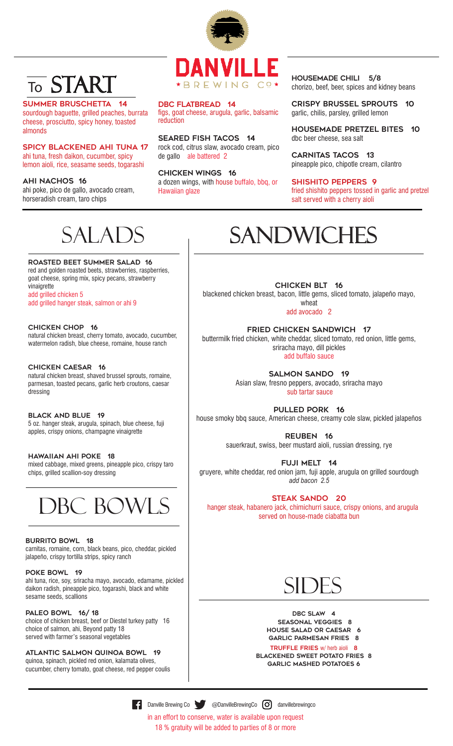# DANVILLE BREWING Co

# To START

**SUMMER BRUSCHETTA 14**
sourdough baguette, grilled peaches, burrata cheese, prosciutto, spicy honey, toasted almonds

**SPICY BLACKENED AHI TUNA 17**
ahi tuna, fresh daikon, cucumber, spicy lemon aioli, rice, seasame seeds, togarashi

**AHI NACHOS 16**
ahi poke, pico de gallo, avocado cream, horseradish cream, taro chips

**DBC FLATBREAD 14**
figs, goat cheese, arugula, garlic, balsamic reduction

**SEARED FISH TACOS 14**
rock cod, citrus slaw, avocado cream, pico de gallo ale battered 2

**CHICKEN WINGS 16**
a dozen wings, with house buffalo, bbq, or Hawaiian glaze

**HOUSEMADE CHILI 5/8**
chorizo, beef, beer, spices and kidney beans

**CRISPY BRUSSEL SPROUTS 10**
garlic, chilis, parsley, grilled lemon

**HOUSEMADE PRETZEL BITES 10**
dbc beer cheese, sea salt

**CARNITAS TACOS 13**
pineapple pico, chipotle cream, cilantro

**SHISHITO PEPPERS 9**
fried shishito peppers tossed in garlic and pretzel salt served with a cherry aioli

# SALADS

**ROASTED BEET SUMMER SALAD 16**
red and golden roasted beets, strawberries, raspberries, goat cheese, spring mix, spicy pecans, strawberry vinaigrette
add grilled chicken 5
add grilled hanger steak, salmon or ahi 9

**CHICKEN CHOP 16**
natural chicken breast, cherry tomato, avocado, cucumber, watermelon radish, blue cheese, romaine, house ranch

**CHICKEN CAESAR 16**
natural chicken breast, shaved brussel sprouts, romaine, parmesan, toasted pecans, garlic herb croutons, caesar dressing

**BLACK AND BLUE 19**
5 oz. hanger steak, arugula, spinach, blue cheese, fuji apples, crispy onions, champagne vinaigrette

**HAWAIIAN AHI POKE 18**
mixed cabbage, mixed greens, pineapple pico, crispy taro chips, grilled scallion-soy dressing

# DBC BOWLS

**BURRITO BOWL 18**
carnitas, romaine, corn, black beans, pico, cheddar, pickled jalapeño, crispy tortilla strips, spicy ranch

**POKE BOWL 19**
ahi tuna, rice, soy, sriracha mayo, avocado, edamame, pickled daikon radish, pineapple pico, togarashi, black and white sesame seeds, scallions

**PALEO BOWL 16/ 18**
choice of chicken breast, beef or Diestel turkey patty 16
choice of salmon, ahi, Beyond patty 18
served with farmer's seasonal vegetables

**ATLANTIC SALMON QUINOA BOWL 19**
quinoa, spinach, pickled red onion, kalamata olives, cucumber, cherry tomato, goat cheese, red pepper coulis

# SANDWICHES

**CHICKEN BLT 16**
blackened chicken breast, bacon, little gems, sliced tomato, jalapeño mayo, wheat
add avocado 2

**FRIED CHICKEN SANDWICH 17**
buttermilk fried chicken, white cheddar, sliced tomato, red onion, little gems, sriracha mayo, dill pickles
add buffalo sauce

**SALMON SANDO 19**
Asian slaw, fresno peppers, avocado, sriracha mayo
sub tartar sauce

**PULLED PORK 16**
house smoky bbq sauce, American cheese, creamy cole slaw, pickled jalapeños

**REUBEN 16**
sauerkraut, swiss, beer mustard aioli, russian dressing, rye

**FUJI MELT 14**
gruyere, white cheddar, red onion jam, fuji apple, arugula on grilled sourdough
*add bacon 2.5*

**STEAK SANDO 20**
hanger steak, habanero jack, chimichurri sauce, crispy onions, and arugula served on house-made ciabatta bun

# SIDES

**DBC SLAW 4**
**SEASONAL VEGGIES 8**
**HOUSE SALAD OR CAESAR 6**
**GARLIC PARMESAN FRIES 8**
**TRUFFLE FRIES** w/ herb aioli **8**
**BLACKENED SWEET POTATO FRIES 8**
**GARLIC MASHED POTATOES 6**

Danville Brewing Co @DanvilleBrewingCo danvillebrewingco

in an effort to conserve, water is available upon request
18 % gratuity will be added to parties of 8 or more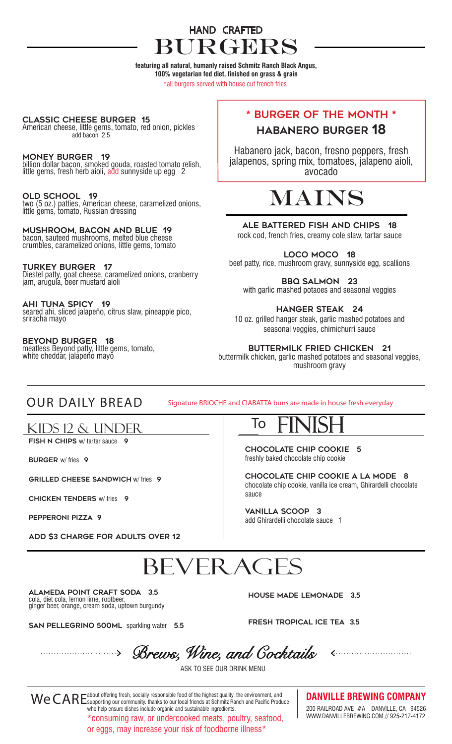# HAND CRAFTED BURGERS

**featuring all natural, humanly raised Schmitz Ranch Black Angus, 100% vegetarian fed diet, finished on grass & grain**

\*all burgers served with house cut french fries

**CLASSIC CHEESE BURGER 15**
American cheese, little gems, tomato, red onion, pickles
add bacon 2.5

**MONEY BURGER 19**
billion dollar bacon, smoked gouda, roasted tomato relish, little gems, fresh herb aioli, add sunnyside up egg 2

**OLD SCHOOL 19**
two (5 oz.) patties, American cheese, caramelized onions, little gems, tomato, Russian dressing

**MUSHROOM, BACON AND BLUE 19**
bacon, sauteed mushrooms, melted blue cheese crumbles, caramelized onions, little gems, tomato

**TURKEY BURGER 17**
Diestel patty, goat cheese, caramelized onions, cranberry jam, arugula, beer mustard aioli

**AHI TUNA SPICY 19**
seared ahi, sliced jalapeño, citrus slaw, pineapple pico, sriracha mayo

**BEYOND BURGER 18**
meatless Beyond patty, little gems, tomato, white cheddar, jalapeño mayo

## \* BURGER OF THE MONTH \*

### HABANERO BURGER 18

Habanero jack, bacon, fresno peppers, fresh jalapenos, spring mix, tomatoes, jalapeno aioli, avocado

# MAINS

**ALE BATTERED FISH AND CHIPS 18**
rock cod, french fries, creamy cole slaw, tartar sauce

**LOCO MOCO 18**
beef patty, rice, mushroom gravy, sunnyside egg, scallions

**BBQ SALMON 23**
with garlic mashed potaoes and seasonal veggies

**HANGER STEAK 24**
10 oz. grilled hanger steak, garlic mashed potatoes and seasonal veggies, chimichurri sauce

**BUTTERMILK FRIED CHICKEN 21**
buttermilk chicken, garlic mashed potatoes and seasonal veggies, mushroom gravy

## OUR DAILY BREAD

Signature BRIOCHE and CIABATTA buns are made in house fresh everyday

## KIDS 12 & UNDER

**FISH N CHIPS** w/ tartar sauce **9**

**BURGER** w/ fries **9**

**GRILLED CHEESE SANDWICH** w/ fries **9**

**CHICKEN TENDERS** w/ fries **9**

**PEPPERONI PIZZA 9**

**ADD $3 CHARGE FOR ADULTS OVER 12**

## To FINISH

**CHOCOLATE CHIP COOKIE 5**
freshly baked chocolate chip cookie

**CHOCOLATE CHIP COOKIE A LA MODE 8**
chocolate chip cookie, vanilla ice cream, Ghirardelli chocolate sauce

**VANILLA SCOOP 3**
add Ghirardelli chocolate sauce 1

# BEVERAGES

**ALAMEDA POINT CRAFT SODA 3.5**
cola, diet cola, lemon lime, rootbeer, ginger beer, orange, cream soda, uptown burgundy

**SAN PELLEGRINO 500ML** sparkling water **5.5**

**HOUSE MADE LEMONADE 3.5**

**FRESH TROPICAL ICE TEA 3.5**

*Brews, Wine, and Cocktails*

ASK TO SEE OUR DRINK MENU

We CARE about offering fresh, socially responsible food of the highest quality, the environment, and supporting our community. thanks to our local friends at Schmitz Ranch and Pacific Produce who help ensure dishes include organic and sustainable ingredients.

\*consuming raw, or undercooked meats, poultry, seafood, or eggs, may increase your risk of foodborne illness\*

**DANVILLE BREWING COMPANY**
200 RAILROAD AVE #A DANVILLE, CA 94526
WWW.DANVILLEBREWING.COM // 925-217-4172